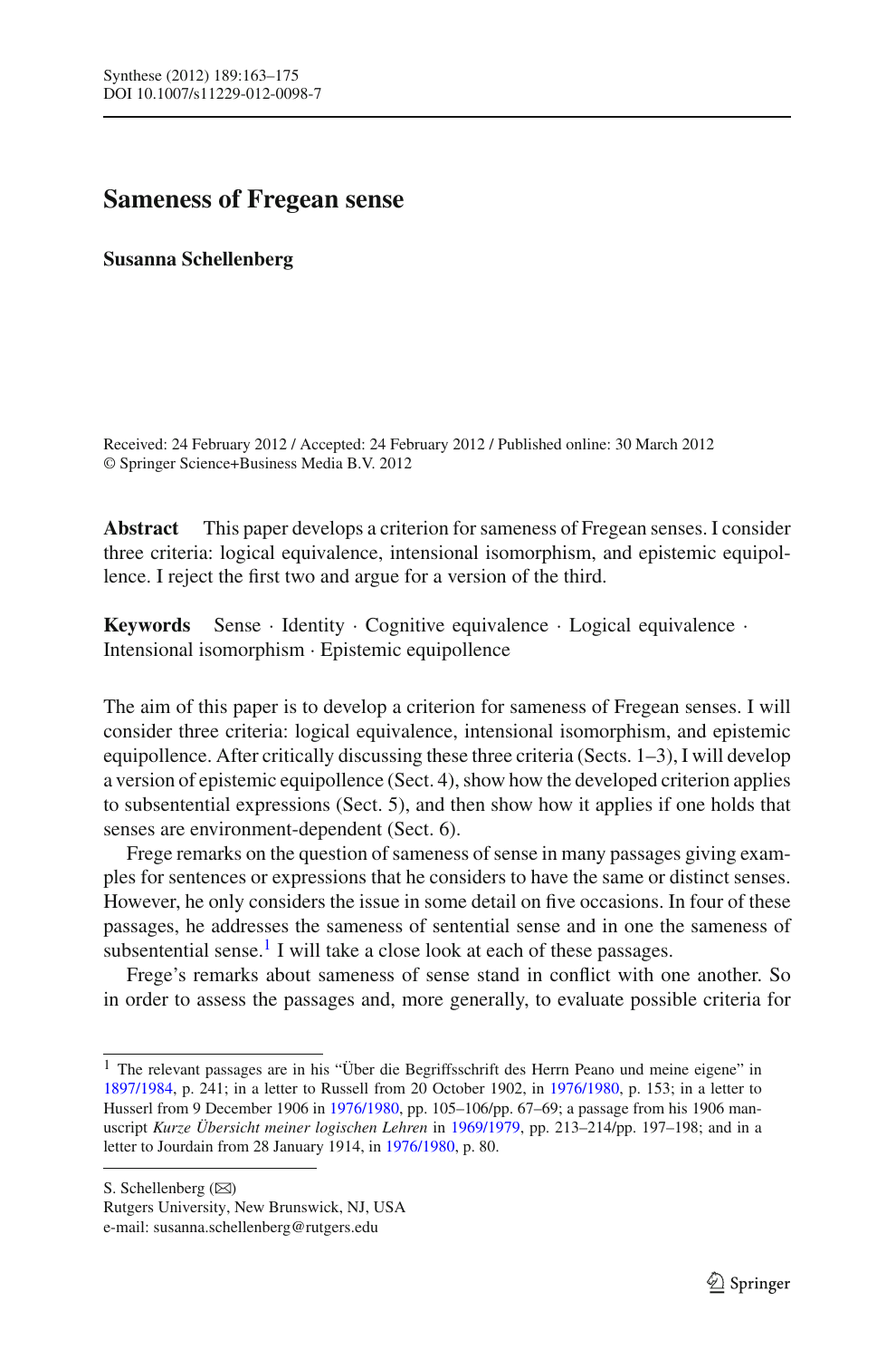# Sameness of Fregean sense

**Susanna Schellenberg**

Received: 24 February 2012 / Accepted: 24 February 2012 / Published online: 30 March 2012
© Springer Science+Business Media B.V. 2012

**Abstract** This paper develops a criterion for sameness of Fregean senses. I consider three criteria: logical equivalence, intensional isomorphism, and epistemic equipollence. I reject the first two and argue for a version of the third.

**Keywords** Sense · Identity · Cognitive equivalence · Logical equivalence · Intensional isomorphism · Epistemic equipollence

The aim of this paper is to develop a criterion for sameness of Fregean senses. I will consider three criteria: logical equivalence, intensional isomorphism, and epistemic equipollence. After critically discussing these three criteria (Sects. 1–3), I will develop a version of epistemic equipollence (Sect. 4), show how the developed criterion applies to subsentential expressions (Sect. 5), and then show how it applies if one holds that senses are environment-dependent (Sect. 6).

Frege remarks on the question of sameness of sense in many passages giving examples for sentences or expressions that he considers to have the same or distinct senses. However, he only considers the issue in some detail on five occasions. In four of these passages, he addresses the sameness of sentential sense and in one the sameness of subsentential sense.[1] I will take a close look at each of these passages.

Frege's remarks about sameness of sense stand in conflict with one another. So in order to assess the passages and, more generally, to evaluate possible criteria for

---

[1] The relevant passages are in his "Über die Begriffsschrift des Herrn Peano und meine eigene" in 1897/1984, p. 241; in a letter to Russell from 20 October 1902, in 1976/1980, p. 153; in a letter to Husserl from 9 December 1906 in 1976/1980, pp. 105–106/pp. 67–69; a passage from his 1906 manuscript *Kurze Übersicht meiner logischen Lehren* in 1969/1979, pp. 213–214/pp. 197–198; and in a letter to Jourdain from 28 January 1914, in 1976/1980, p. 80.

S. Schellenberg (✉)
Rutgers University, New Brunswick, NJ, USA
e-mail: susanna.schellenberg@rutgers.edu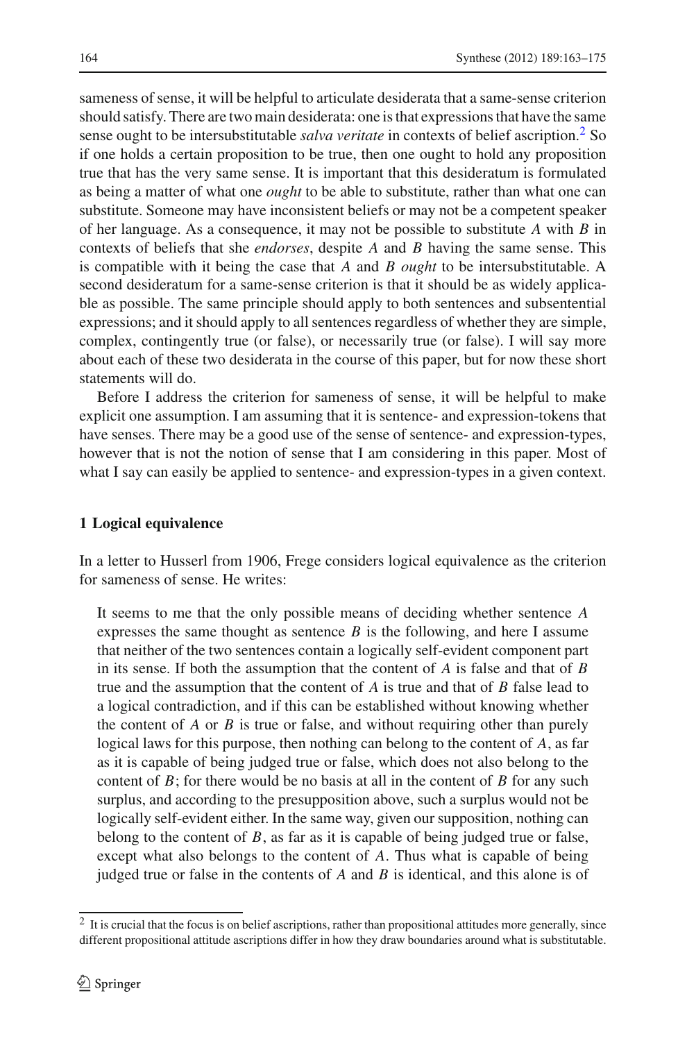sameness of sense, it will be helpful to articulate desiderata that a same-sense criterion should satisfy. There are two main desiderata: one is that expressions that have the same sense ought to be intersubstitutable *salva veritate* in contexts of belief ascription.[2] So if one holds a certain proposition to be true, then one ought to hold any proposition true that has the very same sense. It is important that this desideratum is formulated as being a matter of what one *ought* to be able to substitute, rather than what one can substitute. Someone may have inconsistent beliefs or may not be a competent speaker of her language. As a consequence, it may not be possible to substitute *A* with *B* in contexts of beliefs that she *endorses*, despite *A* and *B* having the same sense. This is compatible with it being the case that *A* and *B* *ought* to be intersubstitutable. A second desideratum for a same-sense criterion is that it should be as widely applicable as possible. The same principle should apply to both sentences and subsentential expressions; and it should apply to all sentences regardless of whether they are simple, complex, contingently true (or false), or necessarily true (or false). I will say more about each of these two desiderata in the course of this paper, but for now these short statements will do.

Before I address the criterion for sameness of sense, it will be helpful to make explicit one assumption. I am assuming that it is sentence- and expression-tokens that have senses. There may be a good use of the sense of sentence- and expression-types, however that is not the notion of sense that I am considering in this paper. Most of what I say can easily be applied to sentence- and expression-types in a given context.

## 1 Logical equivalence

In a letter to Husserl from 1906, Frege considers logical equivalence as the criterion for sameness of sense. He writes:

> It seems to me that the only possible means of deciding whether sentence *A* expresses the same thought as sentence *B* is the following, and here I assume that neither of the two sentences contain a logically self-evident component part in its sense. If both the assumption that the content of *A* is false and that of *B* true and the assumption that the content of *A* is true and that of *B* false lead to a logical contradiction, and if this can be established without knowing whether the content of *A* or *B* is true or false, and without requiring other than purely logical laws for this purpose, then nothing can belong to the content of *A*, as far as it is capable of being judged true or false, which does not also belong to the content of *B*; for there would be no basis at all in the content of *B* for any such surplus, and according to the presupposition above, such a surplus would not be logically self-evident either. In the same way, given our supposition, nothing can belong to the content of *B*, as far as it is capable of being judged true or false, except what also belongs to the content of *A*. Thus what is capable of being judged true or false in the contents of *A* and *B* is identical, and this alone is of

[2] It is crucial that the focus is on belief ascriptions, rather than propositional attitudes more generally, since different propositional attitude ascriptions differ in how they draw boundaries around what is substitutable.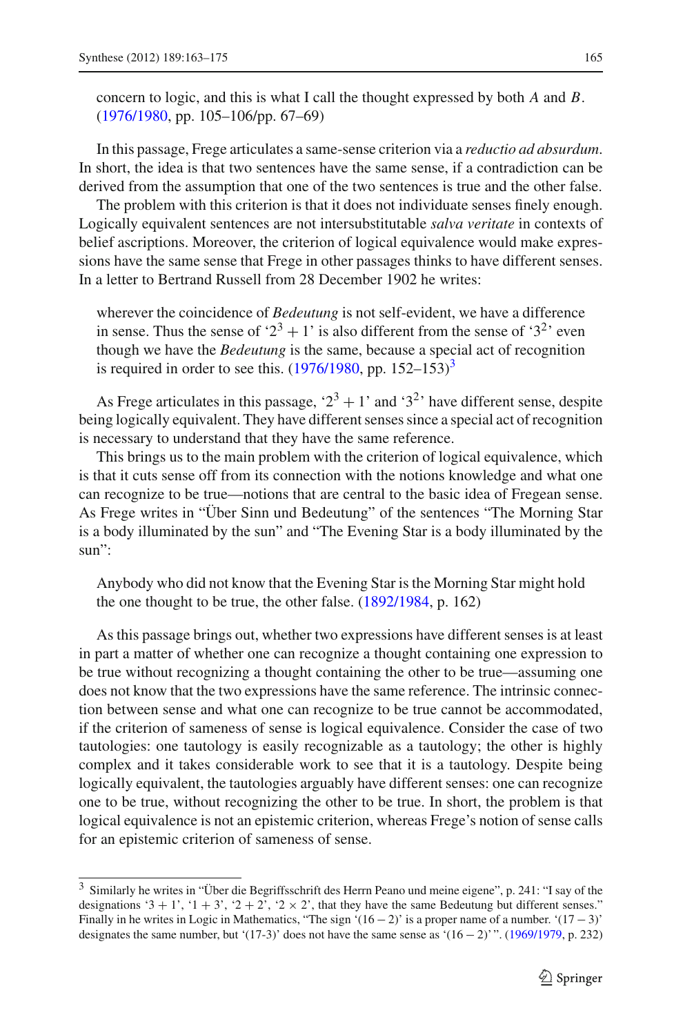concern to logic, and this is what I call the thought expressed by both $A$ and $B$. (1976/1980, pp. 105–106/pp. 67–69)

In this passage, Frege articulates a same-sense criterion via a *reductio ad absurdum*. In short, the idea is that two sentences have the same sense, if a contradiction can be derived from the assumption that one of the two sentences is true and the other false.

The problem with this criterion is that it does not individuate senses finely enough. Logically equivalent sentences are not intersubstitutable *salva veritate* in contexts of belief ascriptions. Moreover, the criterion of logical equivalence would make expressions have the same sense that Frege in other passages thinks to have different senses. In a letter to Bertrand Russell from 28 December 1902 he writes:

> wherever the coincidence of *Bedeutung* is not self-evident, we have a difference in sense. Thus the sense of '$2^3 + 1$' is also different from the sense of '$3^2$' even though we have the *Bedeutung* is the same, because a special act of recognition is required in order to see this. (1976/1980, pp. 152–153)[3]

As Frege articulates in this passage, '$2^3 + 1$' and '$3^2$' have different sense, despite being logically equivalent. They have different senses since a special act of recognition is necessary to understand that they have the same reference.

This brings us to the main problem with the criterion of logical equivalence, which is that it cuts sense off from its connection with the notions knowledge and what one can recognize to be true—notions that are central to the basic idea of Fregean sense. As Frege writes in "Über Sinn und Bedeutung" of the sentences "The Morning Star is a body illuminated by the sun" and "The Evening Star is a body illuminated by the sun":

> Anybody who did not know that the Evening Star is the Morning Star might hold the one thought to be true, the other false. (1892/1984, p. 162)

As this passage brings out, whether two expressions have different senses is at least in part a matter of whether one can recognize a thought containing one expression to be true without recognizing a thought containing the other to be true—assuming one does not know that the two expressions have the same reference. The intrinsic connection between sense and what one can recognize to be true cannot be accommodated, if the criterion of sameness of sense is logical equivalence. Consider the case of two tautologies: one tautology is easily recognizable as a tautology; the other is highly complex and it takes considerable work to see that it is a tautology. Despite being logically equivalent, the tautologies arguably have different senses: one can recognize one to be true, without recognizing the other to be true. In short, the problem is that logical equivalence is not an epistemic criterion, whereas Frege's notion of sense calls for an epistemic criterion of sameness of sense.

---

[3] Similarly he writes in "Über die Begriffsschrift des Herrn Peano und meine eigene", p. 241: "I say of the designations '$3 + 1$', '$1 + 3$', '$2 + 2$', '$2 \times 2$', that they have the same Bedeutung but different senses." Finally in he writes in Logic in Mathematics, "The sign '$(16 - 2)$' is a proper name of a number. '$(17 - 3)$' designates the same number, but '(17-3)' does not have the same sense as '$(16 - 2)$' ". (1969/1979, p. 232)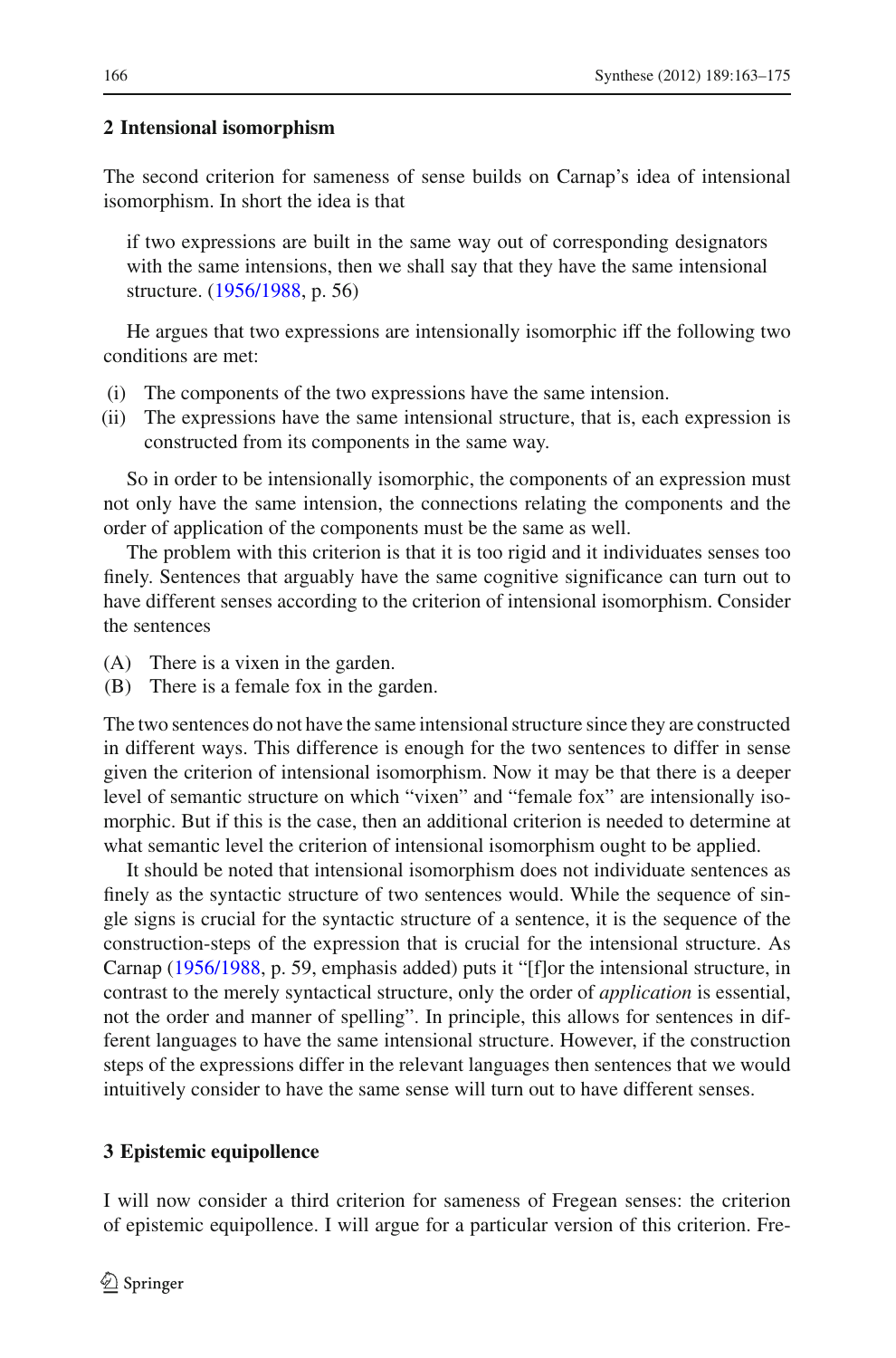## 2 Intensional isomorphism

The second criterion for sameness of sense builds on Carnap's idea of intensional isomorphism. In short the idea is that

> if two expressions are built in the same way out of corresponding designators with the same intensions, then we shall say that they have the same intensional structure. (1956/1988, p. 56)

He argues that two expressions are intensionally isomorphic iff the following two conditions are met:

(i) The components of the two expressions have the same intension.
(ii) The expressions have the same intensional structure, that is, each expression is constructed from its components in the same way.

So in order to be intensionally isomorphic, the components of an expression must not only have the same intension, the connections relating the components and the order of application of the components must be the same as well.

The problem with this criterion is that it is too rigid and it individuates senses too finely. Sentences that arguably have the same cognitive significance can turn out to have different senses according to the criterion of intensional isomorphism. Consider the sentences

(A) There is a vixen in the garden.
(B) There is a female fox in the garden.

The two sentences do not have the same intensional structure since they are constructed in different ways. This difference is enough for the two sentences to differ in sense given the criterion of intensional isomorphism. Now it may be that there is a deeper level of semantic structure on which "vixen" and "female fox" are intensionally isomorphic. But if this is the case, then an additional criterion is needed to determine at what semantic level the criterion of intensional isomorphism ought to be applied.

It should be noted that intensional isomorphism does not individuate sentences as finely as the syntactic structure of two sentences would. While the sequence of single signs is crucial for the syntactic structure of a sentence, it is the sequence of the construction-steps of the expression that is crucial for the intensional structure. As Carnap (1956/1988, p. 59, emphasis added) puts it "[f]or the intensional structure, in contrast to the merely syntactical structure, only the order of *application* is essential, not the order and manner of spelling". In principle, this allows for sentences in different languages to have the same intensional structure. However, if the construction steps of the expressions differ in the relevant languages then sentences that we would intuitively consider to have the same sense will turn out to have different senses.

## 3 Epistemic equipollence

I will now consider a third criterion for sameness of Fregean senses: the criterion of epistemic equipollence. I will argue for a particular version of this criterion. Fre-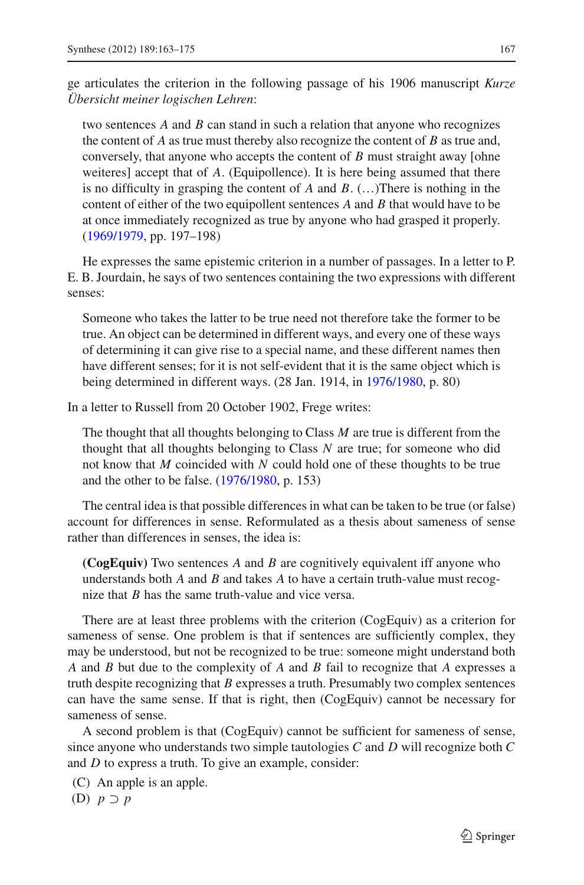ge articulates the criterion in the following passage of his 1906 manuscript *Kurze Übersicht meiner logischen Lehren*:

> two sentences $A$ and $B$ can stand in such a relation that anyone who recognizes the content of $A$ as true must thereby also recognize the content of $B$ as true and, conversely, that anyone who accepts the content of $B$ must straight away [ohne weiteres] accept that of $A$. (Equipollence). It is here being assumed that there is no difficulty in grasping the content of $A$ and $B$. (…)There is nothing in the content of either of the two equipollent sentences $A$ and $B$ that would have to be at once immediately recognized as true by anyone who had grasped it properly. (1969/1979, pp. 197–198)

He expresses the same epistemic criterion in a number of passages. In a letter to P. E. B. Jourdain, he says of two sentences containing the two expressions with different senses:

> Someone who takes the latter to be true need not therefore take the former to be true. An object can be determined in different ways, and every one of these ways of determining it can give rise to a special name, and these different names then have different senses; for it is not self-evident that it is the same object which is being determined in different ways. (28 Jan. 1914, in 1976/1980, p. 80)

In a letter to Russell from 20 October 1902, Frege writes:

> The thought that all thoughts belonging to Class $M$ are true is different from the thought that all thoughts belonging to Class $N$ are true; for someone who did not know that $M$ coincided with $N$ could hold one of these thoughts to be true and the other to be false. (1976/1980, p. 153)

The central idea is that possible differences in what can be taken to be true (or false) account for differences in sense. Reformulated as a thesis about sameness of sense rather than differences in senses, the idea is:

> **(CogEquiv)** Two sentences $A$ and $B$ are cognitively equivalent iff anyone who understands both $A$ and $B$ and takes $A$ to have a certain truth-value must recognize that $B$ has the same truth-value and vice versa.

There are at least three problems with the criterion (CogEquiv) as a criterion for sameness of sense. One problem is that if sentences are sufficiently complex, they may be understood, but not be recognized to be true: someone might understand both $A$ and $B$ but due to the complexity of $A$ and $B$ fail to recognize that $A$ expresses a truth despite recognizing that $B$ expresses a truth. Presumably two complex sentences can have the same sense. If that is right, then (CogEquiv) cannot be necessary for sameness of sense.

A second problem is that (CogEquiv) cannot be sufficient for sameness of sense, since anyone who understands two simple tautologies $C$ and $D$ will recognize both $C$ and $D$ to express a truth. To give an example, consider:

(C) An apple is an apple.

(D) $p \supset p$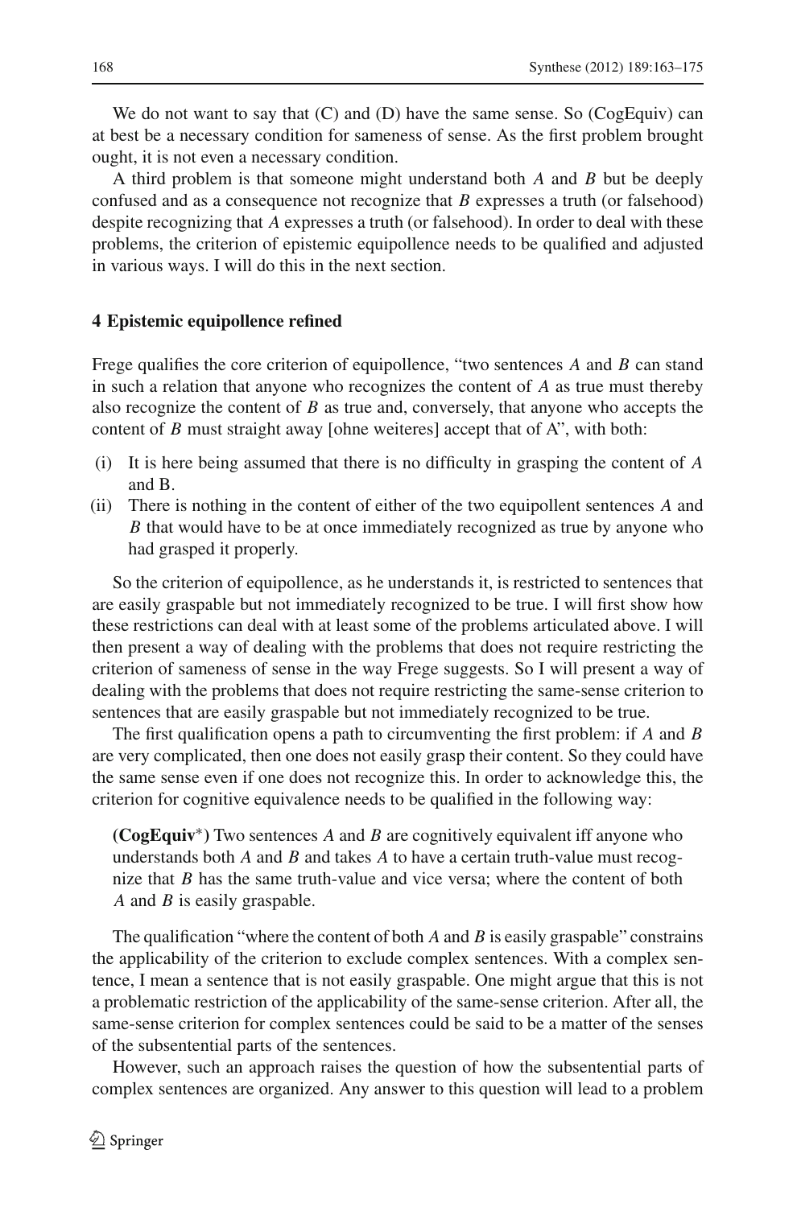We do not want to say that (C) and (D) have the same sense. So (CogEquiv) can at best be a necessary condition for sameness of sense. As the first problem brought ought, it is not even a necessary condition.

A third problem is that someone might understand both *A* and *B* but be deeply confused and as a consequence not recognize that *B* expresses a truth (or falsehood) despite recognizing that *A* expresses a truth (or falsehood). In order to deal with these problems, the criterion of epistemic equipollence needs to be qualified and adjusted in various ways. I will do this in the next section.

## 4 Epistemic equipollence refined

Frege qualifies the core criterion of equipollence, "two sentences *A* and *B* can stand in such a relation that anyone who recognizes the content of *A* as true must thereby also recognize the content of *B* as true and, conversely, that anyone who accepts the content of *B* must straight away [ohne weiteres] accept that of A", with both:

(i) It is here being assumed that there is no difficulty in grasping the content of *A* and B.
(ii) There is nothing in the content of either of the two equipollent sentences *A* and *B* that would have to be at once immediately recognized as true by anyone who had grasped it properly.

So the criterion of equipollence, as he understands it, is restricted to sentences that are easily graspable but not immediately recognized to be true. I will first show how these restrictions can deal with at least some of the problems articulated above. I will then present a way of dealing with the problems that does not require restricting the criterion of sameness of sense in the way Frege suggests. So I will present a way of dealing with the problems that does not require restricting the same-sense criterion to sentences that are easily graspable but not immediately recognized to be true.

The first qualification opens a path to circumventing the first problem: if *A* and *B* are very complicated, then one does not easily grasp their content. So they could have the same sense even if one does not recognize this. In order to acknowledge this, the criterion for cognitive equivalence needs to be qualified in the following way:

> **(CogEquiv$^*$)** Two sentences *A* and *B* are cognitively equivalent iff anyone who understands both *A* and *B* and takes *A* to have a certain truth-value must recognize that *B* has the same truth-value and vice versa; where the content of both *A* and *B* is easily graspable.

The qualification "where the content of both *A* and *B* is easily graspable" constrains the applicability of the criterion to exclude complex sentences. With a complex sentence, I mean a sentence that is not easily graspable. One might argue that this is not a problematic restriction of the applicability of the same-sense criterion. After all, the same-sense criterion for complex sentences could be said to be a matter of the senses of the subsentential parts of the sentences.

However, such an approach raises the question of how the subsentential parts of complex sentences are organized. Any answer to this question will lead to a problem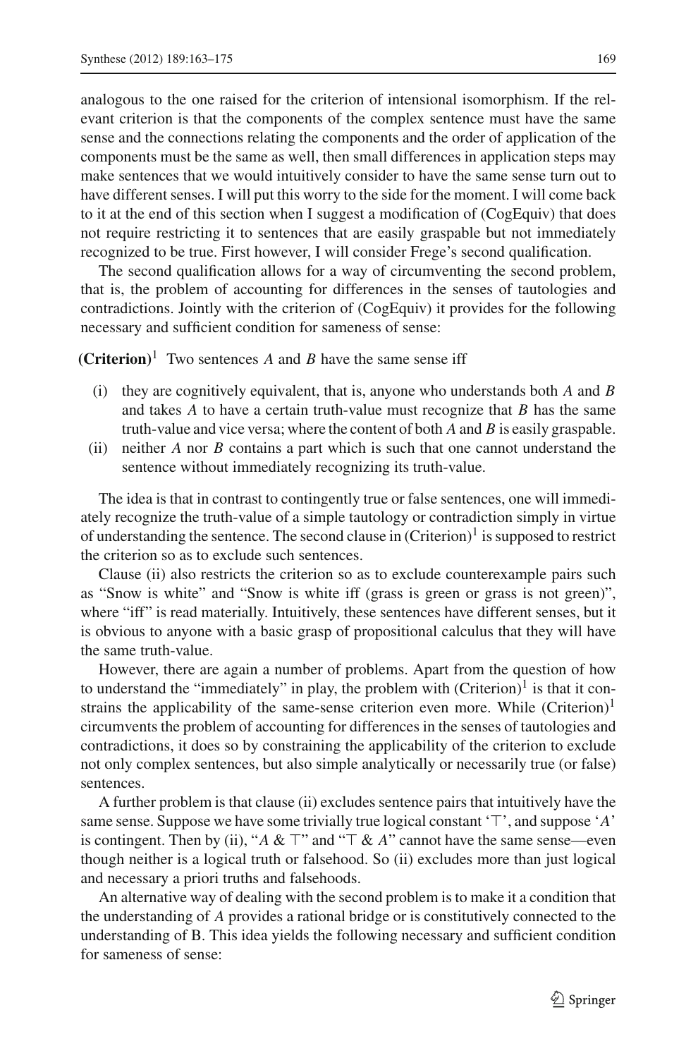analogous to the one raised for the criterion of intensional isomorphism. If the relevant criterion is that the components of the complex sentence must have the same sense and the connections relating the components and the order of application of the components must be the same as well, then small differences in application steps may make sentences that we would intuitively consider to have the same sense turn out to have different senses. I will put this worry to the side for the moment. I will come back to it at the end of this section when I suggest a modification of (CogEquiv) that does not require restricting it to sentences that are easily graspable but not immediately recognized to be true. First however, I will consider Frege's second qualification.

The second qualification allows for a way of circumventing the second problem, that is, the problem of accounting for differences in the senses of tautologies and contradictions. Jointly with the criterion of (CogEquiv) it provides for the following necessary and sufficient condition for sameness of sense:

**(Criterion)$^1$** Two sentences *A* and *B* have the same sense iff

- (i) they are cognitively equivalent, that is, anyone who understands both *A* and *B* and takes *A* to have a certain truth-value must recognize that *B* has the same truth-value and vice versa; where the content of both *A* and *B* is easily graspable.
- (ii) neither *A* nor *B* contains a part which is such that one cannot understand the sentence without immediately recognizing its truth-value.

The idea is that in contrast to contingently true or false sentences, one will immediately recognize the truth-value of a simple tautology or contradiction simply in virtue of understanding the sentence. The second clause in (Criterion)$^1$ is supposed to restrict the criterion so as to exclude such sentences.

Clause (ii) also restricts the criterion so as to exclude counterexample pairs such as "Snow is white" and "Snow is white iff (grass is green or grass is not green)", where "iff" is read materially. Intuitively, these sentences have different senses, but it is obvious to anyone with a basic grasp of propositional calculus that they will have the same truth-value.

However, there are again a number of problems. Apart from the question of how to understand the "immediately" in play, the problem with (Criterion)$^1$ is that it constrains the applicability of the same-sense criterion even more. While (Criterion)$^1$ circumvents the problem of accounting for differences in the senses of tautologies and contradictions, it does so by constraining the applicability of the criterion to exclude not only complex sentences, but also simple analytically or necessarily true (or false) sentences.

A further problem is that clause (ii) excludes sentence pairs that intuitively have the same sense. Suppose we have some trivially true logical constant '$\top$', and suppose '*A*' is contingent. Then by (ii), "*A* & $\top$" and "$\top$ & *A*" cannot have the same sense—even though neither is a logical truth or falsehood. So (ii) excludes more than just logical and necessary a priori truths and falsehoods.

An alternative way of dealing with the second problem is to make it a condition that the understanding of *A* provides a rational bridge or is constitutively connected to the understanding of B. This idea yields the following necessary and sufficient condition for sameness of sense: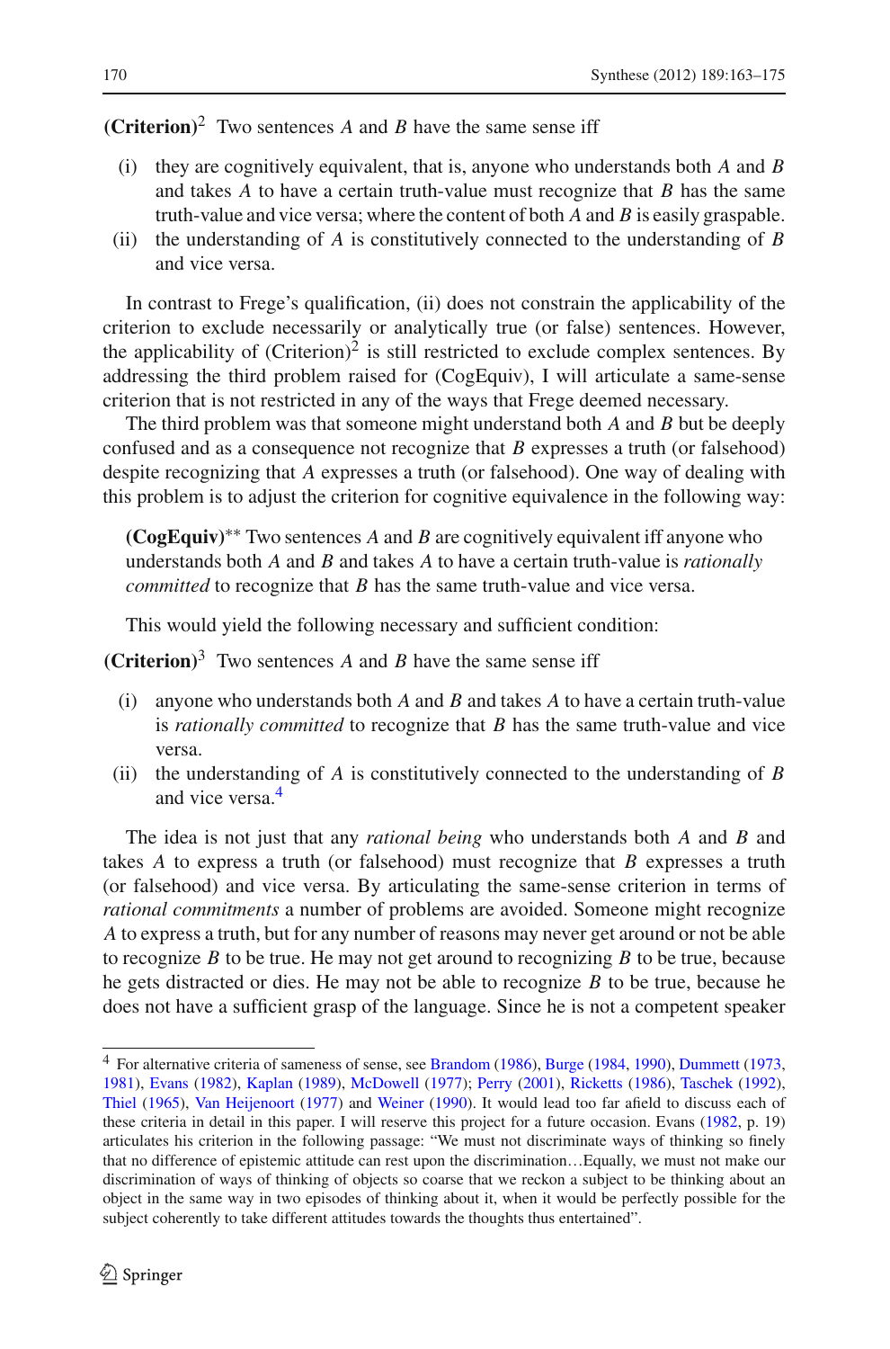**(Criterion)**[2] Two sentences *A* and *B* have the same sense iff

(i) they are cognitively equivalent, that is, anyone who understands both *A* and *B* and takes *A* to have a certain truth-value must recognize that *B* has the same truth-value and vice versa; where the content of both *A* and *B* is easily graspable.
(ii) the understanding of *A* is constitutively connected to the understanding of *B* and vice versa.

In contrast to Frege's qualification, (ii) does not constrain the applicability of the criterion to exclude necessarily or analytically true (or false) sentences. However, the applicability of (Criterion)[2] is still restricted to exclude complex sentences. By addressing the third problem raised for (CogEquiv), I will articulate a same-sense criterion that is not restricted in any of the ways that Frege deemed necessary.

The third problem was that someone might understand both *A* and *B* but be deeply confused and as a consequence not recognize that *B* expresses a truth (or falsehood) despite recognizing that *A* expresses a truth (or falsehood). One way of dealing with this problem is to adjust the criterion for cognitive equivalence in the following way:

> **(CogEquiv)**** Two sentences *A* and *B* are cognitively equivalent iff anyone who understands both *A* and *B* and takes *A* to have a certain truth-value is *rationally committed* to recognize that *B* has the same truth-value and vice versa.
>
> This would yield the following necessary and sufficient condition:

**(Criterion)**[3] Two sentences *A* and *B* have the same sense iff

(i) anyone who understands both *A* and *B* and takes *A* to have a certain truth-value is *rationally committed* to recognize that *B* has the same truth-value and vice versa.
(ii) the understanding of *A* is constitutively connected to the understanding of *B* and vice versa.[4]

The idea is not just that any *rational being* who understands both *A* and *B* and takes *A* to express a truth (or falsehood) must recognize that *B* expresses a truth (or falsehood) and vice versa. By articulating the same-sense criterion in terms of *rational commitments* a number of problems are avoided. Someone might recognize *A* to express a truth, but for any number of reasons may never get around or not be able to recognize *B* to be true. He may not get around to recognizing *B* to be true, because he gets distracted or dies. He may not be able to recognize *B* to be true, because he does not have a sufficient grasp of the language. Since he is not a competent speaker

---

[4] For alternative criteria of sameness of sense, see Brandom (1986), Burge (1984, 1990), Dummett (1973, 1981), Evans (1982), Kaplan (1989), McDowell (1977); Perry (2001), Ricketts (1986), Taschek (1992), Thiel (1965), Van Heijenoort (1977) and Weiner (1990). It would lead too far afield to discuss each of these criteria in detail in this paper. I will reserve this project for a future occasion. Evans (1982, p. 19) articulates his criterion in the following passage: "We must not discriminate ways of thinking so finely that no difference of epistemic attitude can rest upon the discrimination…Equally, we must not make our discrimination of ways of thinking of objects so coarse that we reckon a subject to be thinking about an object in the same way in two episodes of thinking about it, when it would be perfectly possible for the subject coherently to take different attitudes towards the thoughts thus entertained".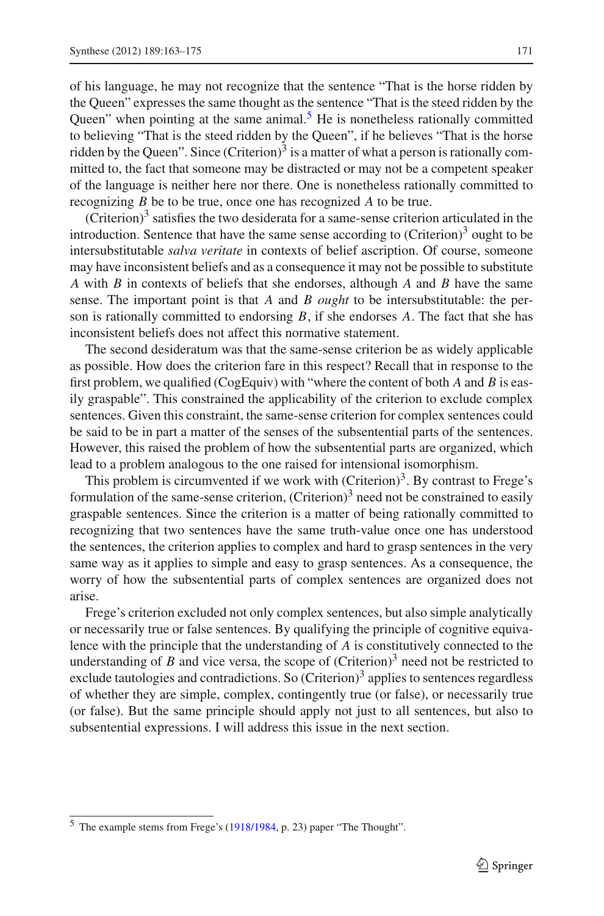of his language, he may not recognize that the sentence "That is the horse ridden by the Queen" expresses the same thought as the sentence "That is the steed ridden by the Queen" when pointing at the same animal.[5] He is nonetheless rationally committed to believing "That is the steed ridden by the Queen", if he believes "That is the horse ridden by the Queen". Since (Criterion)$^3$ is a matter of what a person is rationally committed to, the fact that someone may be distracted or may not be a competent speaker of the language is neither here nor there. One is nonetheless rationally committed to recognizing *B* be to be true, once one has recognized *A* to be true.

(Criterion)$^3$ satisfies the two desiderata for a same-sense criterion articulated in the introduction. Sentence that have the same sense according to (Criterion)$^3$ ought to be intersubstitutable *salva veritate* in contexts of belief ascription. Of course, someone may have inconsistent beliefs and as a consequence it may not be possible to substitute *A* with *B* in contexts of beliefs that she endorses, although *A* and *B* have the same sense. The important point is that *A* and *B* *ought* to be intersubstitutable: the person is rationally committed to endorsing *B*, if she endorses *A*. The fact that she has inconsistent beliefs does not affect this normative statement.

The second desideratum was that the same-sense criterion be as widely applicable as possible. How does the criterion fare in this respect? Recall that in response to the first problem, we qualified (CogEquiv) with "where the content of both *A* and *B* is easily graspable". This constrained the applicability of the criterion to exclude complex sentences. Given this constraint, the same-sense criterion for complex sentences could be said to be in part a matter of the senses of the subsentential parts of the sentences. However, this raised the problem of how the subsentential parts are organized, which lead to a problem analogous to the one raised for intensional isomorphism.

This problem is circumvented if we work with (Criterion)$^3$. By contrast to Frege's formulation of the same-sense criterion, (Criterion)$^3$ need not be constrained to easily graspable sentences. Since the criterion is a matter of being rationally committed to recognizing that two sentences have the same truth-value once one has understood the sentences, the criterion applies to complex and hard to grasp sentences in the very same way as it applies to simple and easy to grasp sentences. As a consequence, the worry of how the subsentential parts of complex sentences are organized does not arise.

Frege's criterion excluded not only complex sentences, but also simple analytically or necessarily true or false sentences. By qualifying the principle of cognitive equivalence with the principle that the understanding of *A* is constitutively connected to the understanding of *B* and vice versa, the scope of (Criterion)$^3$ need not be restricted to exclude tautologies and contradictions. So (Criterion)$^3$ applies to sentences regardless of whether they are simple, complex, contingently true (or false), or necessarily true (or false). But the same principle should apply not just to all sentences, but also to subsentential expressions. I will address this issue in the next section.

---

[5] The example stems from Frege's (1918/1984, p. 23) paper "The Thought".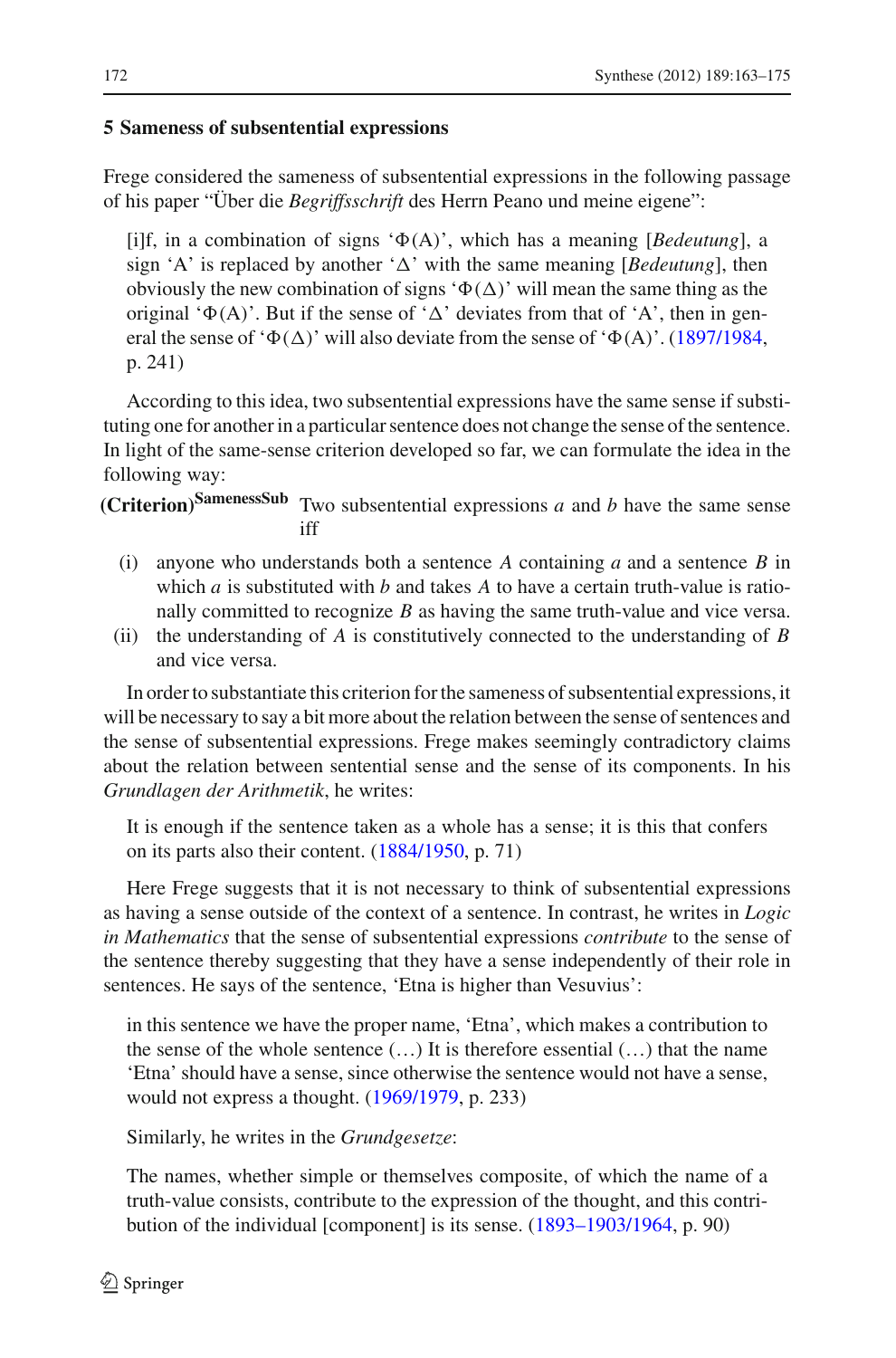## 5 Sameness of subsentential expressions

Frege considered the sameness of subsentential expressions in the following passage of his paper "Über die *Begriffsschrift* des Herrn Peano und meine eigene":

> [i]f, in a combination of signs '$\Phi(A)$', which has a meaning [*Bedeutung*], a sign 'A' is replaced by another '$\Delta$' with the same meaning [*Bedeutung*], then obviously the new combination of signs '$\Phi(\Delta)$' will mean the same thing as the original '$\Phi(A)$'. But if the sense of '$\Delta$' deviates from that of 'A', then in general the sense of '$\Phi(\Delta)$' will also deviate from the sense of '$\Phi(A)$'. (1897/1984, p. 241)

According to this idea, two subsentential expressions have the same sense if substituting one for another in a particular sentence does not change the sense of the sentence. In light of the same-sense criterion developed so far, we can formulate the idea in the following way:

**(Criterion)$^{\text{SamenessSub}}$** Two subsentential expressions $a$ and $b$ have the same sense iff

(i) anyone who understands both a sentence $A$ containing $a$ and a sentence $B$ in which $a$ is substituted with $b$ and takes $A$ to have a certain truth-value is rationally committed to recognize $B$ as having the same truth-value and vice versa.

(ii) the understanding of $A$ is constitutively connected to the understanding of $B$ and vice versa.

In order to substantiate this criterion for the sameness of subsentential expressions, it will be necessary to say a bit more about the relation between the sense of sentences and the sense of subsentential expressions. Frege makes seemingly contradictory claims about the relation between sentential sense and the sense of its components. In his *Grundlagen der Arithmetik*, he writes:

> It is enough if the sentence taken as a whole has a sense; it is this that confers on its parts also their content. (1884/1950, p. 71)

Here Frege suggests that it is not necessary to think of subsentential expressions as having a sense outside of the context of a sentence. In contrast, he writes in *Logic in Mathematics* that the sense of subsentential expressions *contribute* to the sense of the sentence thereby suggesting that they have a sense independently of their role in sentences. He says of the sentence, 'Etna is higher than Vesuvius':

> in this sentence we have the proper name, 'Etna', which makes a contribution to the sense of the whole sentence (…) It is therefore essential (…) that the name 'Etna' should have a sense, since otherwise the sentence would not have a sense, would not express a thought. (1969/1979, p. 233)

Similarly, he writes in the *Grundgesetze*:

> The names, whether simple or themselves composite, of which the name of a truth-value consists, contribute to the expression of the thought, and this contribution of the individual [component] is its sense. (1893–1903/1964, p. 90)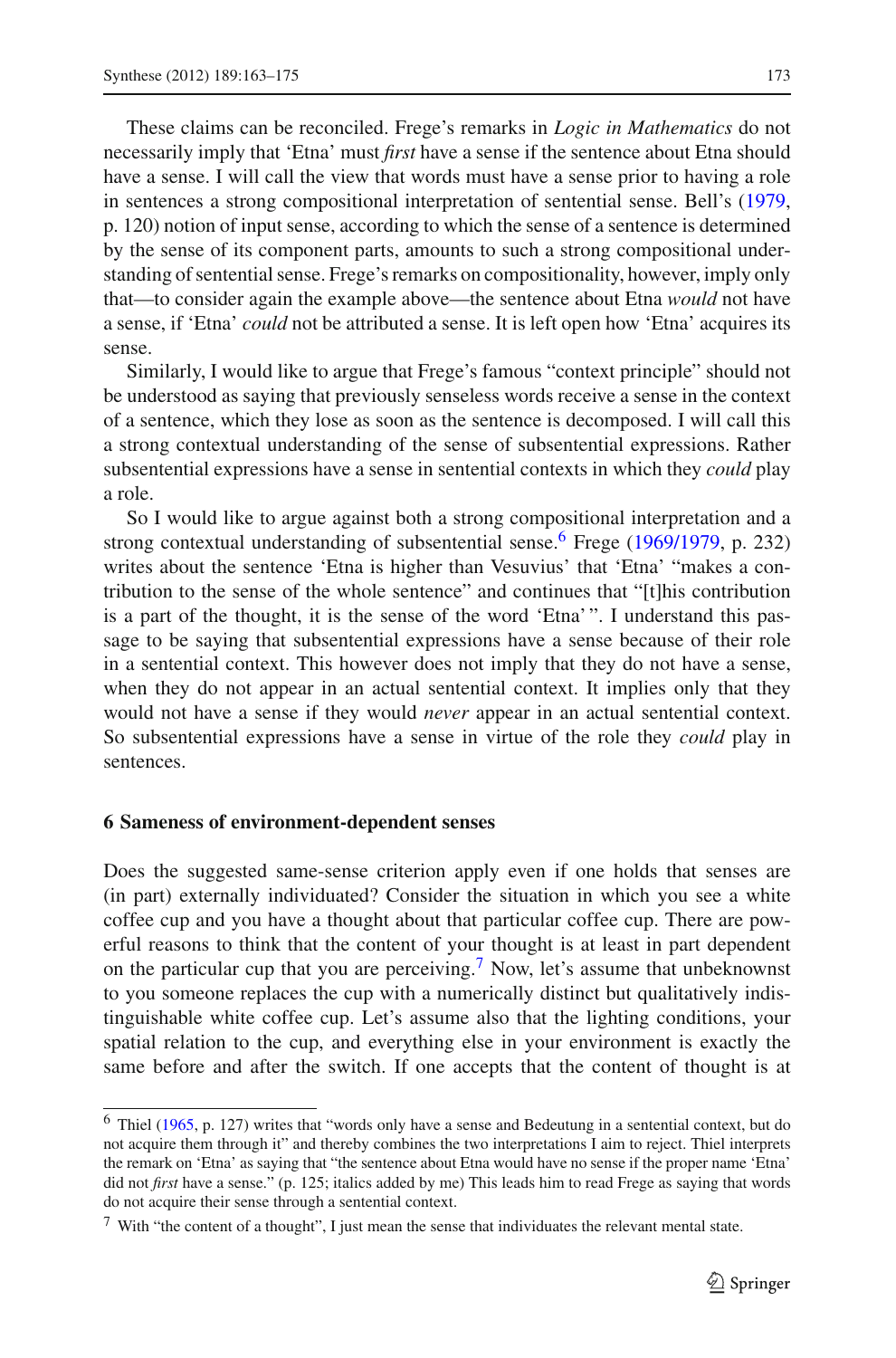These claims can be reconciled. Frege's remarks in *Logic in Mathematics* do not necessarily imply that 'Etna' must *first* have a sense if the sentence about Etna should have a sense. I will call the view that words must have a sense prior to having a role in sentences a strong compositional interpretation of sentential sense. Bell's (1979, p. 120) notion of input sense, according to which the sense of a sentence is determined by the sense of its component parts, amounts to such a strong compositional understanding of sentential sense. Frege's remarks on compositionality, however, imply only that—to consider again the example above—the sentence about Etna *would* not have a sense, if 'Etna' *could* not be attributed a sense. It is left open how 'Etna' acquires its sense.

Similarly, I would like to argue that Frege's famous "context principle" should not be understood as saying that previously senseless words receive a sense in the context of a sentence, which they lose as soon as the sentence is decomposed. I will call this a strong contextual understanding of the sense of subsentential expressions. Rather subsentential expressions have a sense in sentential contexts in which they *could* play a role.

So I would like to argue against both a strong compositional interpretation and a strong contextual understanding of subsentential sense.[6] Frege (1969/1979, p. 232) writes about the sentence 'Etna is higher than Vesuvius' that 'Etna' "makes a contribution to the sense of the whole sentence" and continues that "[t]his contribution is a part of the thought, it is the sense of the word 'Etna' ". I understand this passage to be saying that subsentential expressions have a sense because of their role in a sentential context. This however does not imply that they do not have a sense, when they do not appear in an actual sentential context. It implies only that they would not have a sense if they would *never* appear in an actual sentential context. So subsentential expressions have a sense in virtue of the role they *could* play in sentences.

## 6 Sameness of environment-dependent senses

Does the suggested same-sense criterion apply even if one holds that senses are (in part) externally individuated? Consider the situation in which you see a white coffee cup and you have a thought about that particular coffee cup. There are powerful reasons to think that the content of your thought is at least in part dependent on the particular cup that you are perceiving.[7] Now, let's assume that unbeknownst to you someone replaces the cup with a numerically distinct but qualitatively indistinguishable white coffee cup. Let's assume also that the lighting conditions, your spatial relation to the cup, and everything else in your environment is exactly the same before and after the switch. If one accepts that the content of thought is at

---

[6] Thiel (1965, p. 127) writes that "words only have a sense and Bedeutung in a sentential context, but do not acquire them through it" and thereby combines the two interpretations I aim to reject. Thiel interprets the remark on 'Etna' as saying that "the sentence about Etna would have no sense if the proper name 'Etna' did not *first* have a sense." (p. 125; italics added by me) This leads him to read Frege as saying that words do not acquire their sense through a sentential context.

[7] With "the content of a thought", I just mean the sense that individuates the relevant mental state.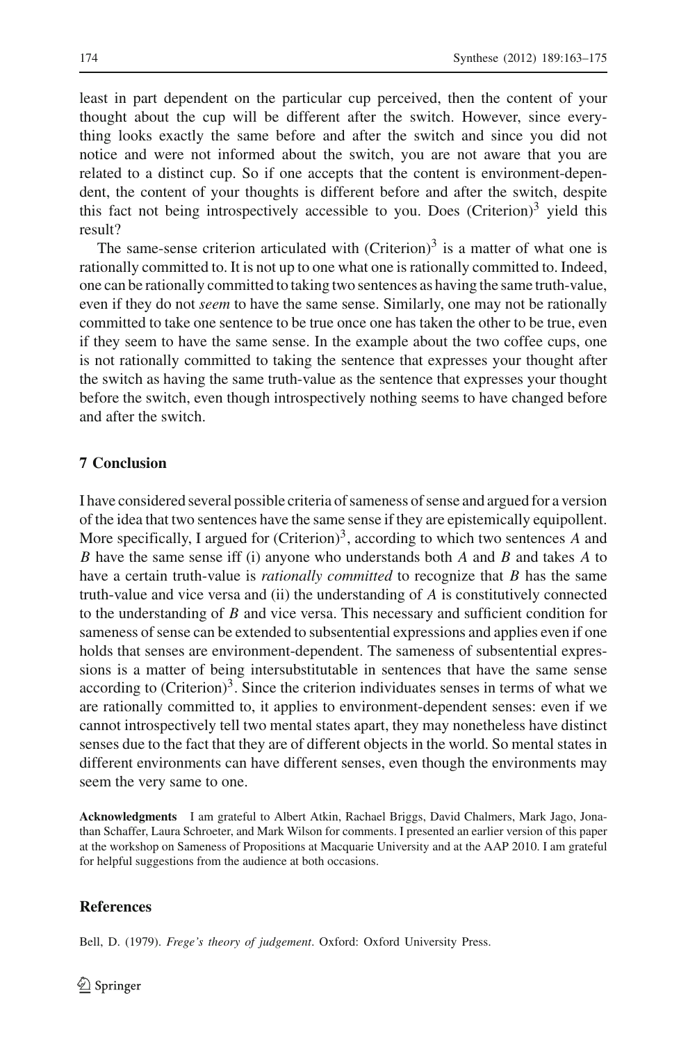least in part dependent on the particular cup perceived, then the content of your thought about the cup will be different after the switch. However, since everything looks exactly the same before and after the switch and since you did not notice and were not informed about the switch, you are not aware that you are related to a distinct cup. So if one accepts that the content is environment-dependent, the content of your thoughts is different before and after the switch, despite this fact not being introspectively accessible to you. Does (Criterion)$^3$ yield this result?

The same-sense criterion articulated with (Criterion)$^3$ is a matter of what one is rationally committed to. It is not up to one what one is rationally committed to. Indeed, one can be rationally committed to taking two sentences as having the same truth-value, even if they do not *seem* to have the same sense. Similarly, one may not be rationally committed to take one sentence to be true once one has taken the other to be true, even if they seem to have the same sense. In the example about the two coffee cups, one is not rationally committed to taking the sentence that expresses your thought after the switch as having the same truth-value as the sentence that expresses your thought before the switch, even though introspectively nothing seems to have changed before and after the switch.

## 7 Conclusion

I have considered several possible criteria of sameness of sense and argued for a version of the idea that two sentences have the same sense if they are epistemically equipollent. More specifically, I argued for (Criterion)$^3$, according to which two sentences $A$ and $B$ have the same sense iff (i) anyone who understands both $A$ and $B$ and takes $A$ to have a certain truth-value is *rationally committed* to recognize that $B$ has the same truth-value and vice versa and (ii) the understanding of $A$ is constitutively connected to the understanding of $B$ and vice versa. This necessary and sufficient condition for sameness of sense can be extended to subsentential expressions and applies even if one holds that senses are environment-dependent. The sameness of subsentential expressions is a matter of being intersubstitutable in sentences that have the same sense according to (Criterion)$^3$. Since the criterion individuates senses in terms of what we are rationally committed to, it applies to environment-dependent senses: even if we cannot introspectively tell two mental states apart, they may nonetheless have distinct senses due to the fact that they are of different objects in the world. So mental states in different environments can have different senses, even though the environments may seem the very same to one.

**Acknowledgments** I am grateful to Albert Atkin, Rachael Briggs, David Chalmers, Mark Jago, Jonathan Schaffer, Laura Schroeter, and Mark Wilson for comments. I presented an earlier version of this paper at the workshop on Sameness of Propositions at Macquarie University and at the AAP 2010. I am grateful for helpful suggestions from the audience at both occasions.

## References

Bell, D. (1979). *Frege's theory of judgement*. Oxford: Oxford University Press.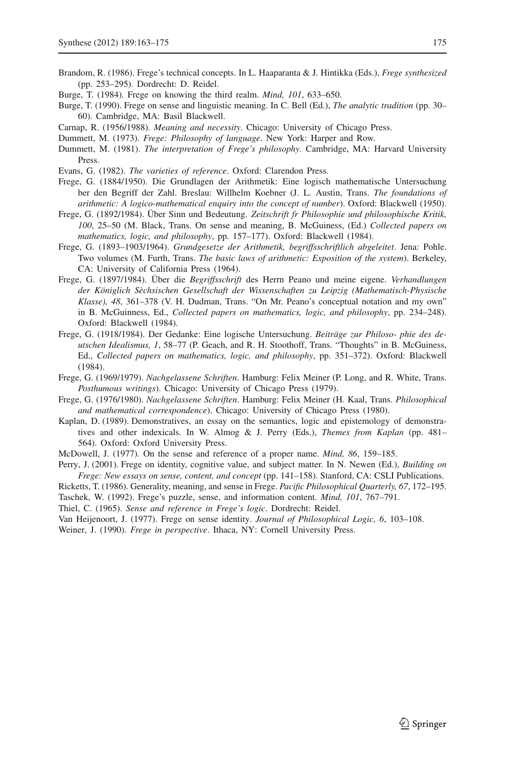Brandom, R. (1986). Frege's technical concepts. In L. Haaparanta & J. Hintikka (Eds.), *Frege synthesized* (pp. 253–295). Dordrecht: D. Reidel.

Burge, T. (1984). Frege on knowing the third realm. *Mind, 101*, 633–650.

Burge, T. (1990). Frege on sense and linguistic meaning. In C. Bell (Ed.), *The analytic tradition* (pp. 30–60). Cambridge, MA: Basil Blackwell.

Carnap, R. (1956/1988). *Meaning and necessity*. Chicago: University of Chicago Press.

Dummett, M. (1973). *Frege: Philosophy of language*. New York: Harper and Row.

Dummett, M. (1981). *The interpretation of Frege's philosophy*. Cambridge, MA: Harvard University Press.

Evans, G. (1982). *The varieties of reference*. Oxford: Clarendon Press.

Frege, G. (1884/1950). Die Grundlagen der Arithmetik: Eine logisch mathematische Untersuchung ber den Begriff der Zahl. Breslau: Willhelm Koebner (J. L. Austin, Trans. *The foundations of arithmetic: A logico-mathematical enquiry into the concept of number*). Oxford: Blackwell (1950).

Frege, G. (1892/1984). Über Sinn und Bedeutung. *Zeitschrift fr Philosophie und philosophische Kritik, 100*, 25–50 (M. Black, Trans. On sense and meaning, B. McGuiness, (Ed.) *Collected papers on mathematics, logic, and philosophy*, pp. 157–177). Oxford: Blackwell (1984).

Frege, G. (1893–1903/1964). *Grundgesetze der Arithmetik, begriffsschriftlich abgeleitet*. Jena: Pohle. Two volumes (M. Furth, Trans. *The basic laws of arithmetic: Exposition of the system*). Berkeley, CA: University of California Press (1964).

Frege, G. (1897/1984). Über die *Begriffsschrift* des Herrn Peano und meine eigene. *Verhandlungen der Königlich Sèchsischen Gesellschaft der Wissenschaften zu Leipzig (Mathematisch-Physische Klasse), 48*, 361–378 (V. H. Dudman, Trans. "On Mr. Peano's conceptual notation and my own" in B. McGuinness, Ed., *Collected papers on mathematics, logic, and philosophy*, pp. 234–248). Oxford: Blackwell (1984).

Frege, G. (1918/1984). Der Gedanke: Eine logische Untersuchung. *Beiträge zur Philoso- phie des deutschen Idealismus, 1*, 58–77 (P. Geach, and R. H. Stoothoff, Trans. "Thoughts" in B. McGuiness, Ed., *Collected papers on mathematics, logic, and philosophy*, pp. 351–372). Oxford: Blackwell (1984).

Frege, G. (1969/1979). *Nachgelassene Schriften*. Hamburg: Felix Meiner (P. Long, and R. White, Trans. *Posthumous writings*). Chicago: University of Chicago Press (1979).

Frege, G. (1976/1980). *Nachgelassene Schriften*. Hamburg: Felix Meiner (H. Kaal, Trans. *Philosophical and mathematical correspondence*). Chicago: University of Chicago Press (1980).

Kaplan, D. (1989). Demonstratives, an essay on the semantics, logic and epistemology of demonstratives and other indexicals. In W. Almog & J. Perry (Eds.), *Themes from Kaplan* (pp. 481–564). Oxford: Oxford University Press.

McDowell, J. (1977). On the sense and reference of a proper name. *Mind, 86*, 159–185.

Perry, J. (2001). Frege on identity, cognitive value, and subject matter. In N. Newen (Ed.), *Building on Frege: New essays on sense, content, and concept* (pp. 141–158). Stanford, CA: CSLI Publications.

Ricketts, T. (1986). Generality, meaning, and sense in Frege. *Pacific Philosophical Quarterly, 67*, 172–195.

Taschek, W. (1992). Frege's puzzle, sense, and information content. *Mind, 101*, 767–791.

Thiel, C. (1965). *Sense and reference in Frege's logic*. Dordrecht: Reidel.

Van Heijenoort, J. (1977). Frege on sense identity. *Journal of Philosophical Logic, 6*, 103–108.

Weiner, J. (1990). *Frege in perspective*. Ithaca, NY: Cornell University Press.